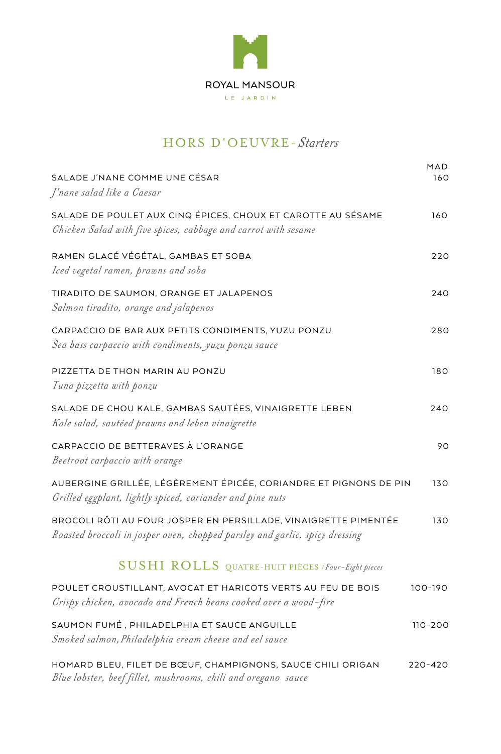ROYAL MANSOUR

LE JARDIN

## HORS D'OEUVRE - *Starters*

| | MAD |
|---|---|
| SALADE J'NANE COMME UNE CÉSAR<br>*J'nane salad like a Caesar* | 160 |
| SALADE DE POULET AUX CINQ ÉPICES, CHOUX ET CAROTTE AU SÉSAME<br>*Chicken Salad with five spices, cabbage and carrot with sesame* | 160 |
| RAMEN GLACÉ VÉGÉTAL, GAMBAS ET SOBA<br>*Iced vegetal ramen, prawns and soba* | 220 |
| TIRADITO DE SAUMON, ORANGE ET JALAPENOS<br>*Salmon tiradito, orange and jalapenos* | 240 |
| CARPACCIO DE BAR AUX PETITS CONDIMENTS, YUZU PONZU<br>*Sea bass carpaccio with condiments, yuzu ponzu sauce* | 280 |
| PIZZETTA DE THON MARIN AU PONZU<br>*Tuna pizzetta with ponzu* | 180 |
| SALADE DE CHOU KALE, GAMBAS SAUTÉES, VINAIGRETTE LEBEN<br>*Kale salad, sautéed prawns and leben vinaigrette* | 240 |
| CARPACCIO DE BETTERAVES À L'ORANGE<br>*Beetroot carpaccio with orange* | 90 |
| AUBERGINE GRILLÉE, LÉGÈREMENT ÉPICÉE, CORIANDRE ET PIGNONS DE PIN<br>*Grilled eggplant, lightly spiced, coriander and pine nuts* | 130 |
| BROCOLI RÔTI AU FOUR JOSPER EN PERSILLADE, VINAIGRETTE PIMENTÉE<br>*Roasted broccoli in josper oven, chopped parsley and garlic, spicy dressing* | 130 |

## SUSHI ROLLS QUATRE-HUIT PIÈCES / *Four-Eight pieces*

| | |
|---|---|
| POULET CROUSTILLANT, AVOCAT ET HARICOTS VERTS AU FEU DE BOIS<br>*Crispy chicken, avocado and French beans cooked over a wood-fire* | 100-190 |
| SAUMON FUMÉ , PHILADELPHIA ET SAUCE ANGUILLE<br>*Smoked salmon, Philadelphia cream cheese and eel sauce* | 110-200 |
| HOMARD BLEU, FILET DE BŒUF, CHAMPIGNONS, SAUCE CHILI ORIGAN<br>*Blue lobster, beef fillet, mushrooms, chili and oregano sauce* | 220-420 |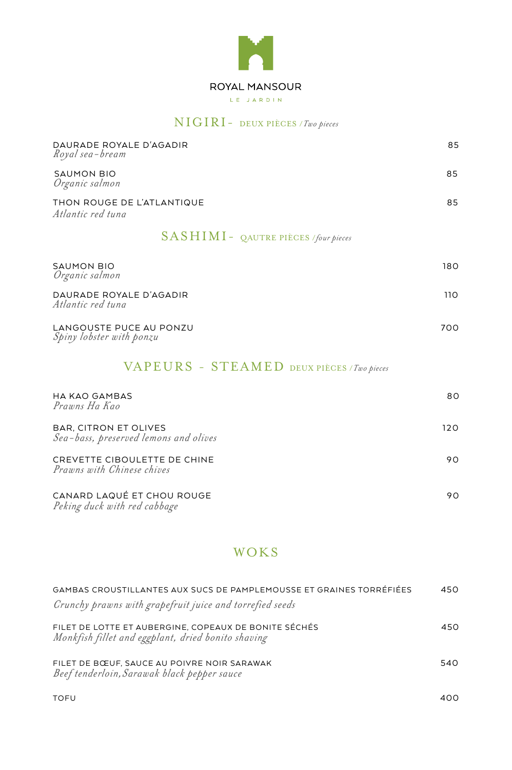ROYAL MANSOUR

LE JARDIN

## NIGIRI - DEUX PIÈCES / *Two pieces*

DAURADE ROYALE D'AGADIR — 85
*Royal sea-bream*

SAUMON BIO — 85
*Organic salmon*

THON ROUGE DE L'ATLANTIQUE — 85
*Atlantic red tuna*

## SASHIMI - QAUTRE PIÈCES / *four pieces*

SAUMON BIO — 180
*Organic salmon*

DAURADE ROYALE D'AGADIR — 110
*Atlantic red tuna*

LANGOUSTE PUCE AU PONZU — 700
*Spiny lobster with ponzu*

## VAPEURS - STEAMED DEUX PIÈCES / *Two pieces*

HA KAO GAMBAS — 80
*Prawns Ha Kao*

BAR, CITRON ET OLIVES — 120
*Sea-bass, preserved lemons and olives*

CREVETTE CIBOULETTE DE CHINE — 90
*Prawns with Chinese chives*

CANARD LAQUÉ ET CHOU ROUGE — 90
*Peking duck with red cabbage*

## WOKS

GAMBAS CROUSTILLANTES AUX SUCS DE PAMPLEMOUSSE ET GRAINES TORRÉFIÉES — 450
*Crunchy prawns with grapefruit juice and torrefied seeds*

FILET DE LOTTE ET AUBERGINE, COPEAUX DE BONITE SÉCHÉS — 450
*Monkfish fillet and eggplant, dried bonito shaving*

FILET DE BŒUF, SAUCE AU POIVRE NOIR SARAWAK — 540
*Beef tenderloin, Sarawak black pepper sauce*

TOFU — 400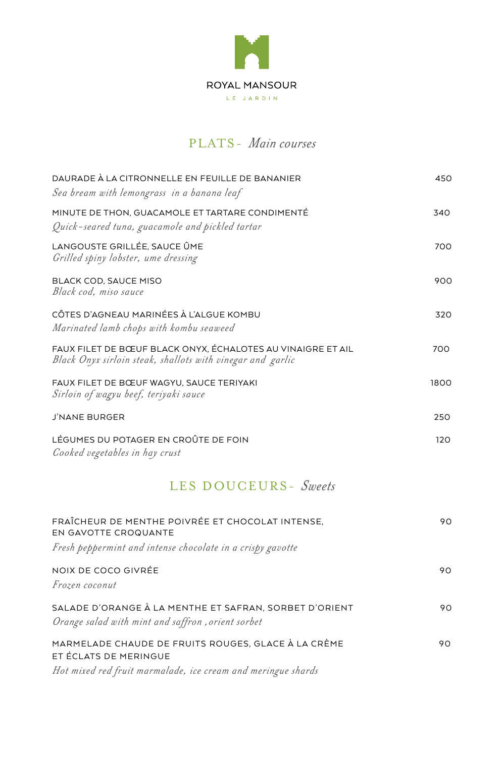ROYAL MANSOUR

LE JARDIN

## PLATS - *Main courses*

| | |
|---|---|
| DAURADE À LA CITRONNELLE EN FEUILLE DE BANANIER<br>*Sea bream with lemongrass in a banana leaf* | 450 |
| MINUTE DE THON, GUACAMOLE ET TARTARE CONDIMENTÉ<br>*Quick-seared tuna, guacamole and pickled tartar* | 340 |
| LANGOUSTE GRILLÉE, SAUCE ÛME<br>*Grilled spiny lobster, ume dressing* | 700 |
| BLACK COD, SAUCE MISO<br>*Black cod, miso sauce* | 900 |
| CÔTES D'AGNEAU MARINÉES À L'ALGUE KOMBU<br>*Marinated lamb chops with kombu seaweed* | 320 |
| FAUX FILET DE BŒUF BLACK ONYX, ÉCHALOTES AU VINAIGRE ET AIL<br>*Black Onyx sirloin steak, shallots with vinegar and garlic* | 700 |
| FAUX FILET DE BŒUF WAGYU, SAUCE TERIYAKI<br>*Sirloin of wagyu beef, teriyaki sauce* | 1800 |
| J'NANE BURGER | 250 |
| LÉGUMES DU POTAGER EN CROÛTE DE FOIN<br>*Cooked vegetables in hay crust* | 120 |

## LES DOUCEURS - *Sweets*

| | |
|---|---|
| FRAÎCHEUR DE MENTHE POIVRÉE ET CHOCOLAT INTENSE, EN GAVOTTE CROQUANTE<br>*Fresh peppermint and intense chocolate in a crispy gavotte* | 90 |
| NOIX DE COCO GIVRÉE<br>*Frozen coconut* | 90 |
| SALADE D'ORANGE À LA MENTHE ET SAFRAN, SORBET D'ORIENT<br>*Orange salad with mint and saffron, orient sorbet* | 90 |
| MARMELADE CHAUDE DE FRUITS ROUGES, GLACE À LA CRÈME ET ÉCLATS DE MERINGUE<br>*Hot mixed red fruit marmalade, ice cream and meringue shards* | 90 |